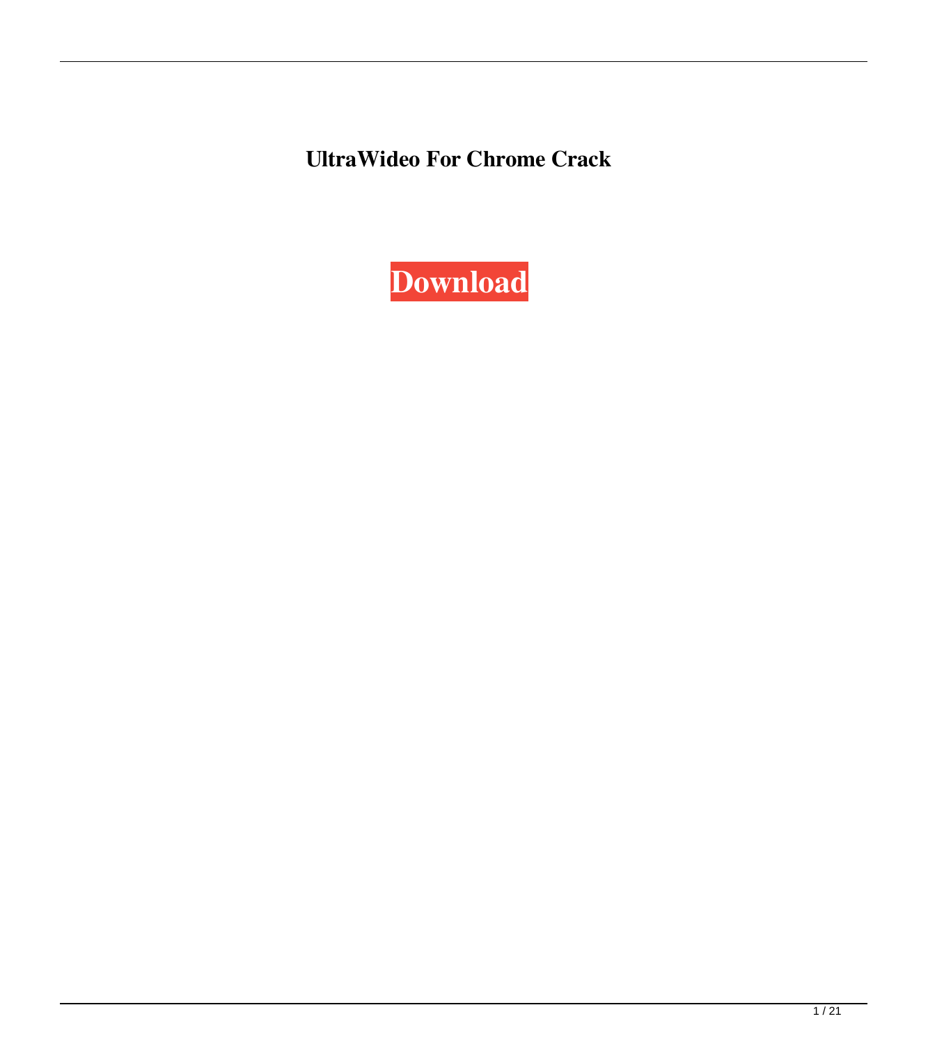**UltraWideo For Chrome Crack**

**Download**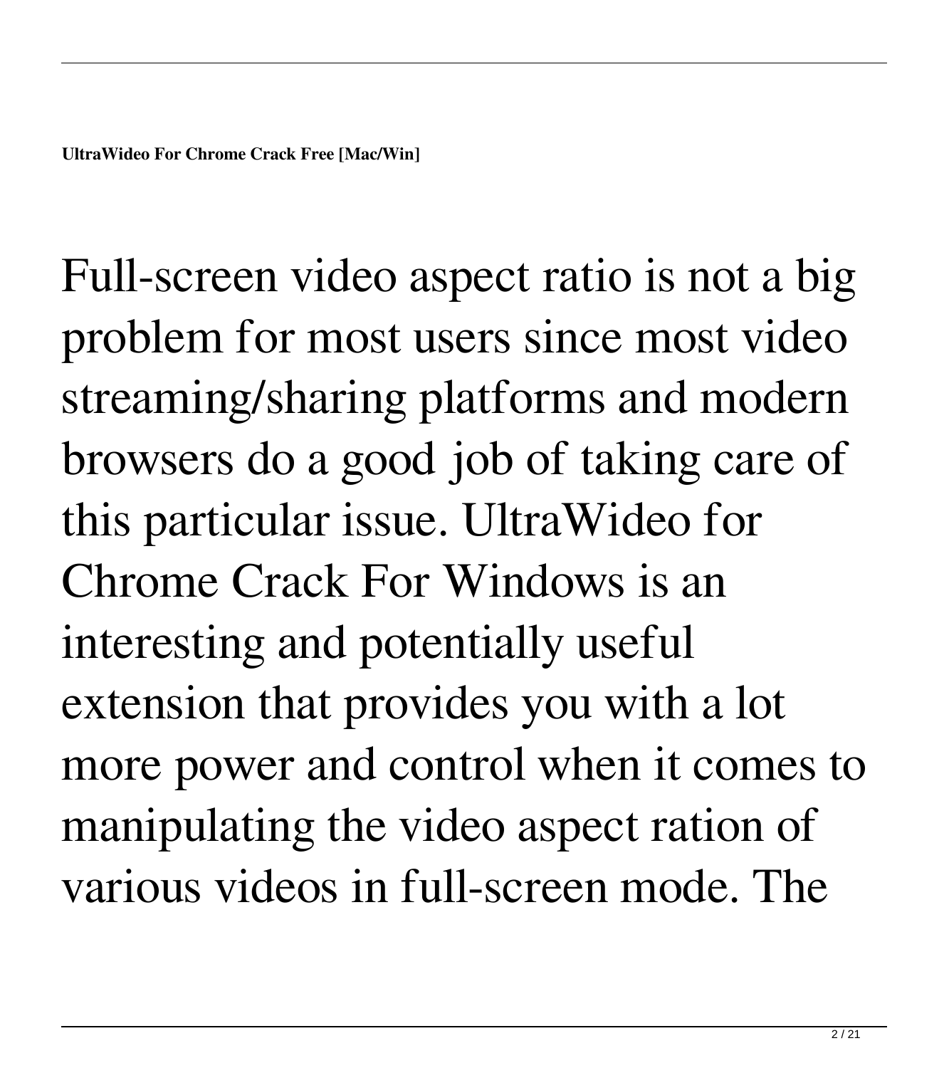**UltraWideo For Chrome Crack Free [Mac/Win]**

Full-screen video aspect ratio is not a big problem for most users since most video streaming/sharing platforms and modern browsers do a good job of taking care of this particular issue. UltraWideo for Chrome Crack For Windows is an interesting and potentially useful extension that provides you with a lot more power and control when it comes to manipulating the video aspect ration of various videos in full-screen mode. The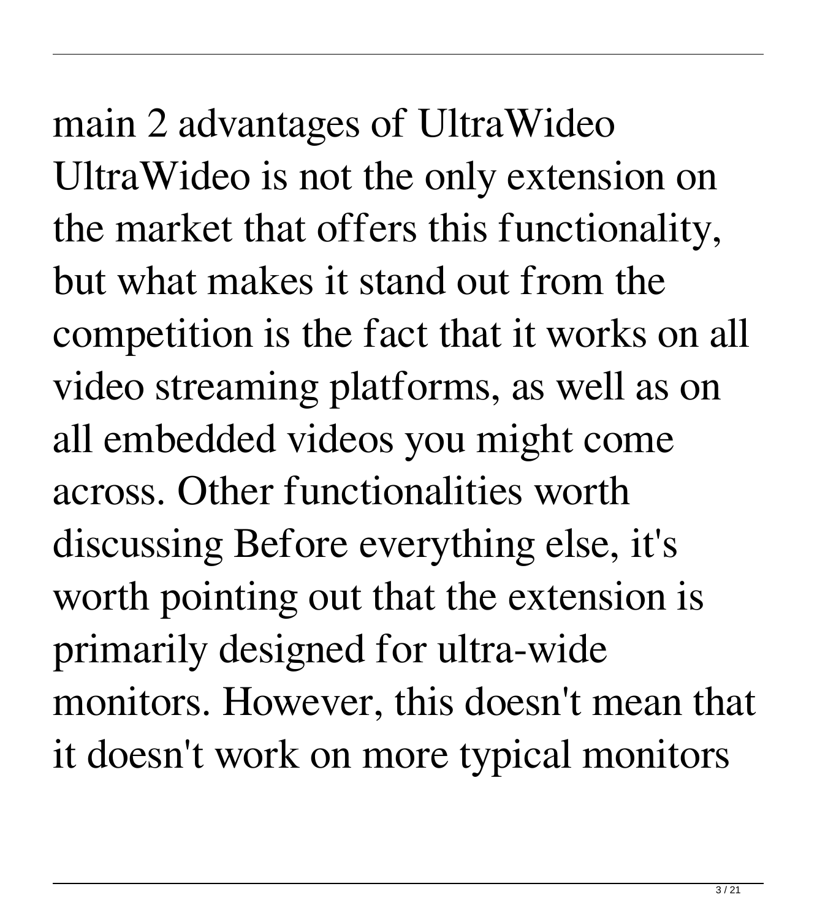main 2 advantages of UltraWideo UltraWideo is not the only extension on the market that offers this functionality, but what makes it stand out from the competition is the fact that it works on all video streaming platforms, as well as on all embedded videos you might come across. Other functionalities worth discussing Before everything else, it's worth pointing out that the extension is primarily designed for ultra-wide monitors. However, this doesn't mean that it doesn't work on more typical monitors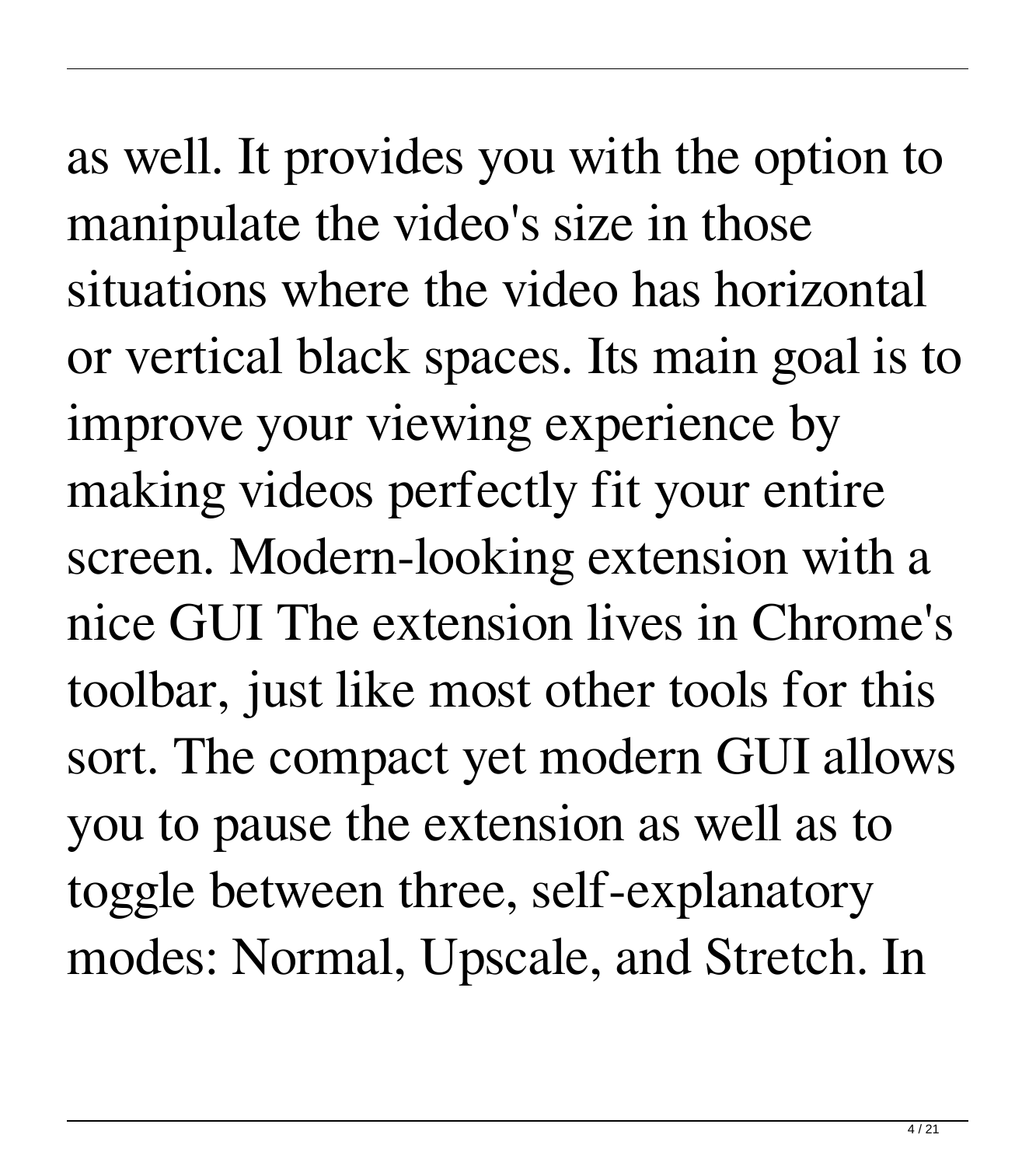as well. It provides you with the option to manipulate the video's size in those situations where the video has horizontal or vertical black spaces. Its main goal is to improve your viewing experience by making videos perfectly fit your entire screen. Modern-looking extension with a nice GUI The extension lives in Chrome's toolbar, just like most other tools for this sort. The compact yet modern GUI allows you to pause the extension as well as to toggle between three, self-explanatory modes: Normal, Upscale, and Stretch. In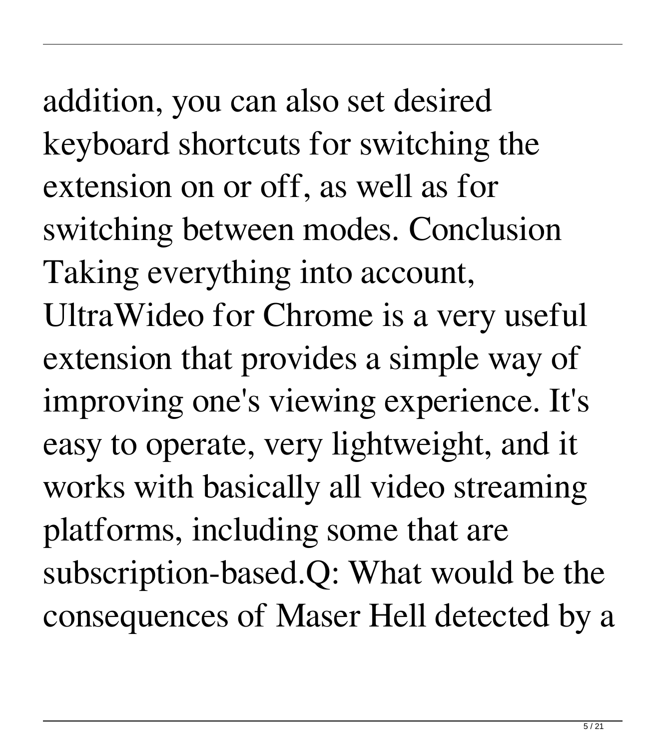addition, you can also set desired keyboard shortcuts for switching the extension on or off, as well as for switching between modes. Conclusion Taking everything into account, UltraWideo for Chrome is a very useful extension that provides a simple way of improving one's viewing experience. It's easy to operate, very lightweight, and it works with basically all video streaming platforms, including some that are subscription-based.Q: What would be the consequences of Maser Hell detected by a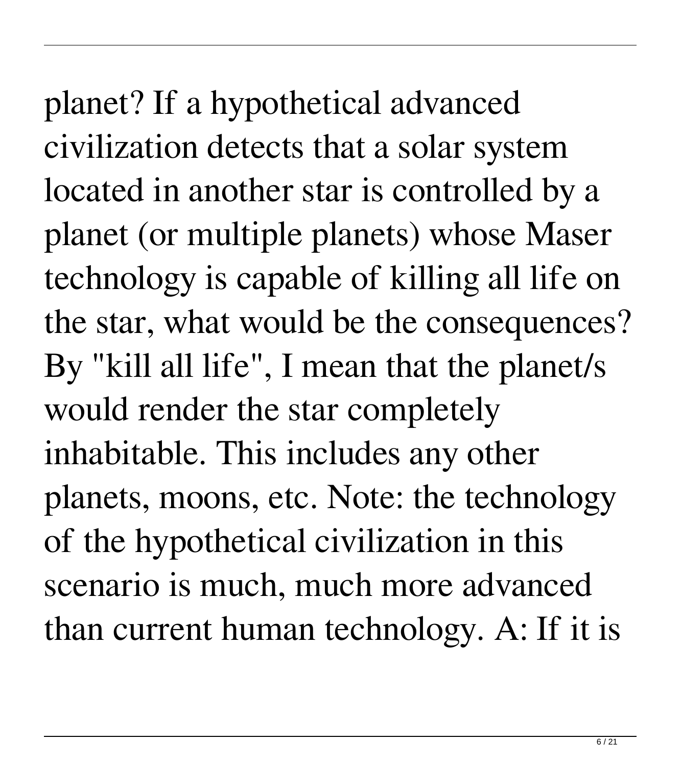planet? If a hypothetical advanced civilization detects that a solar system located in another star is controlled by a planet (or multiple planets) whose Maser technology is capable of killing all life on the star, what would be the consequences? By "kill all life", I mean that the planet/s would render the star completely inhabitable. This includes any other planets, moons, etc. Note: the technology of the hypothetical civilization in this scenario is much, much more advanced than current human technology. A: If it is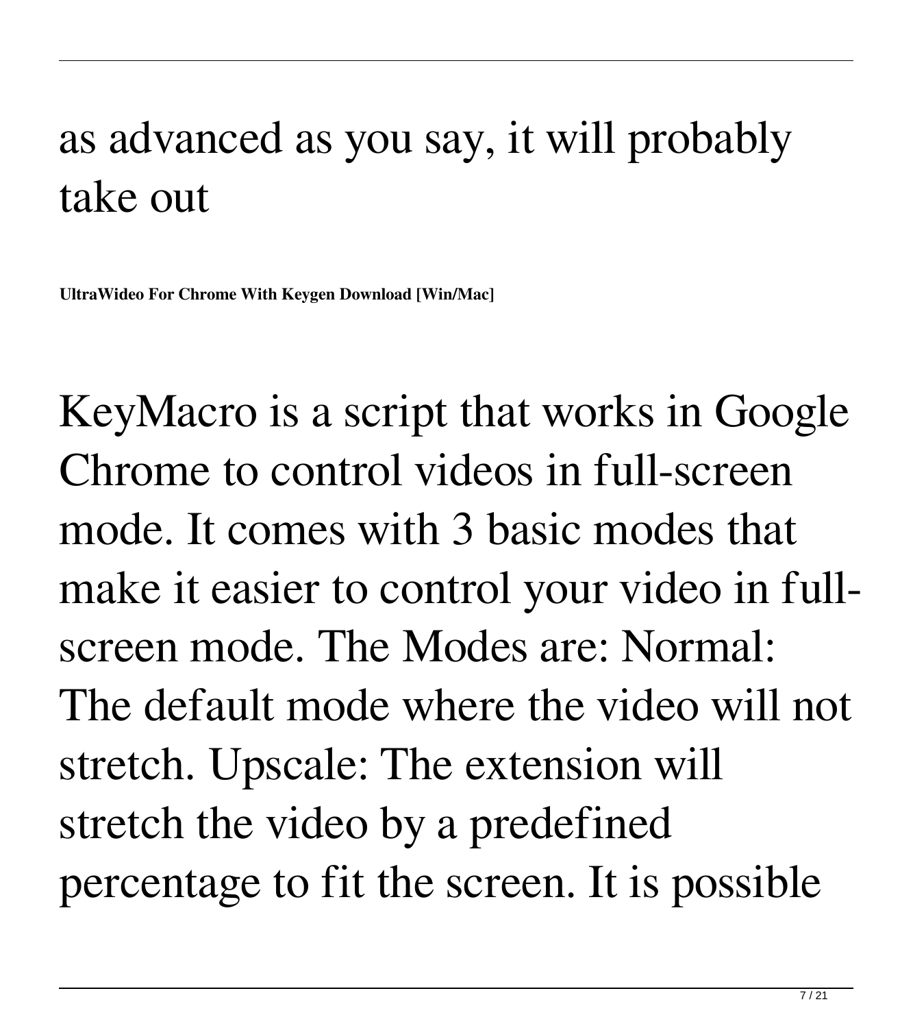as advanced as you say, it will probably take out

**UltraWideo For Chrome With Keygen Download [Win/Mac]**

KeyMacro is a script that works in Google Chrome to control videos in full-screen mode. It comes with 3 basic modes that make it easier to control your video in full-screen mode. The Modes are: Normal: The default mode where the video will not stretch. Upscale: The extension will stretch the video by a predefined percentage to fit the screen. It is possible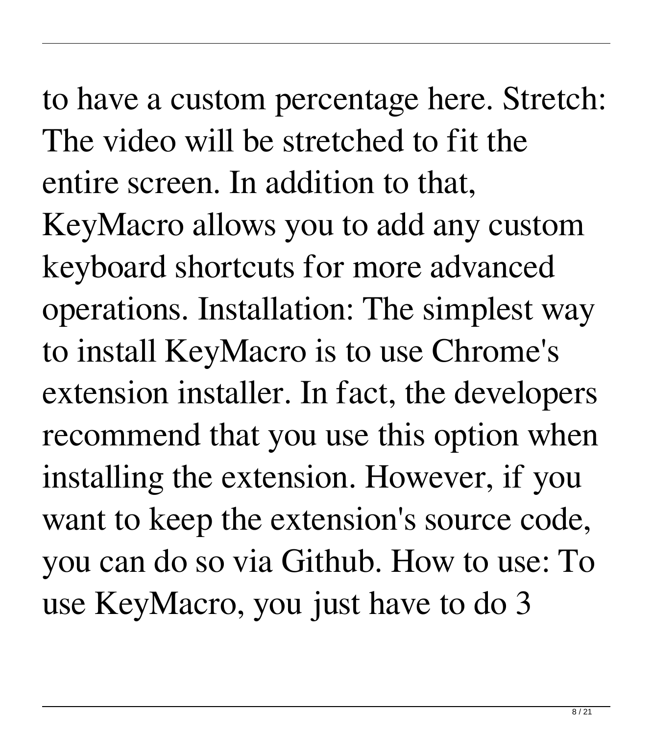to have a custom percentage here. Stretch: The video will be stretched to fit the entire screen. In addition to that, KeyMacro allows you to add any custom keyboard shortcuts for more advanced operations. Installation: The simplest way to install KeyMacro is to use Chrome's extension installer. In fact, the developers recommend that you use this option when installing the extension. However, if you want to keep the extension's source code, you can do so via Github. How to use: To use KeyMacro, you just have to do 3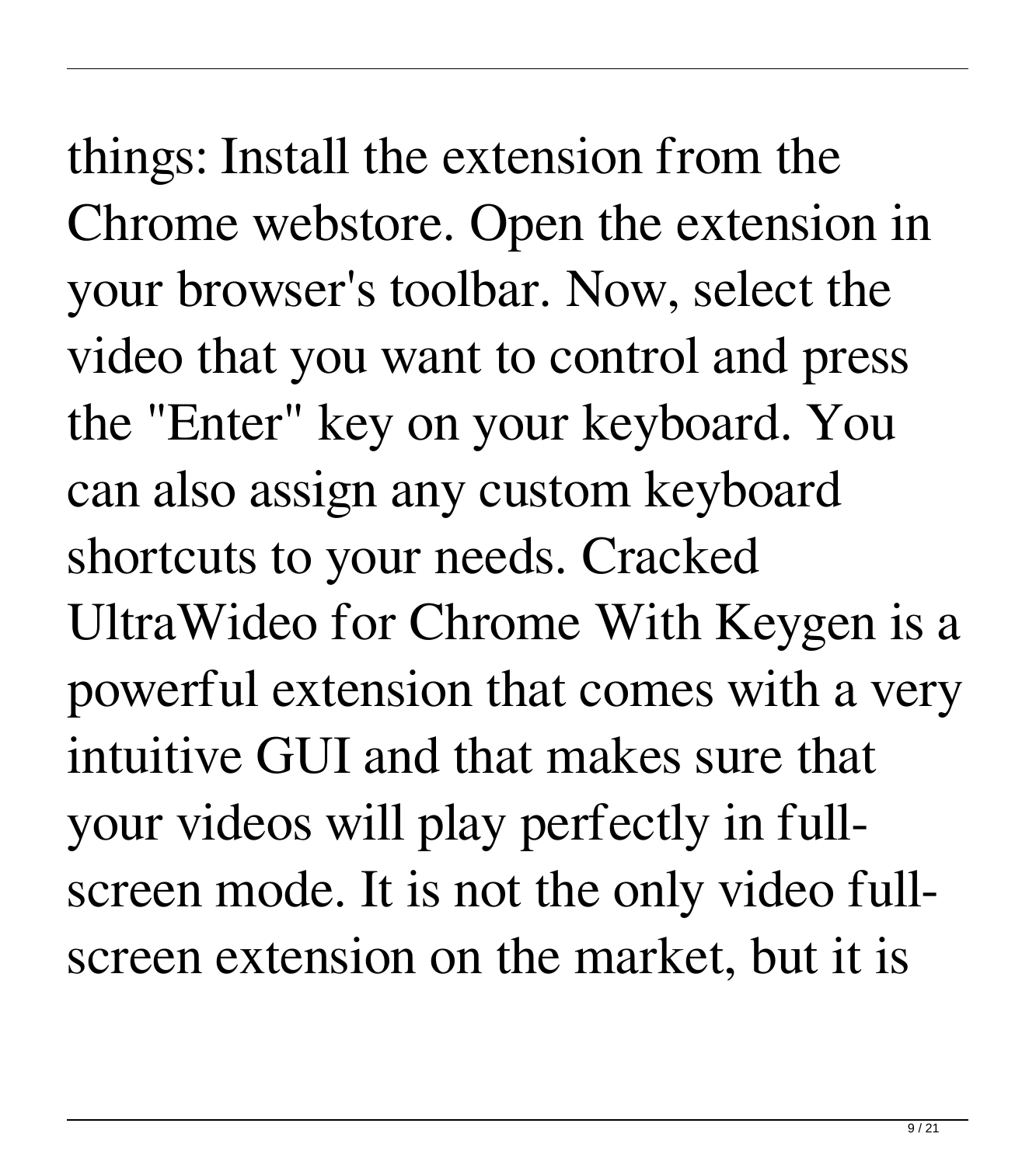things: Install the extension from the Chrome webstore. Open the extension in your browser's toolbar. Now, select the video that you want to control and press the "Enter" key on your keyboard. You can also assign any custom keyboard shortcuts to your needs. Cracked UltraWideo for Chrome With Keygen is a powerful extension that comes with a very intuitive GUI and that makes sure that your videos will play perfectly in full-screen mode. It is not the only video full-screen extension on the market, but it is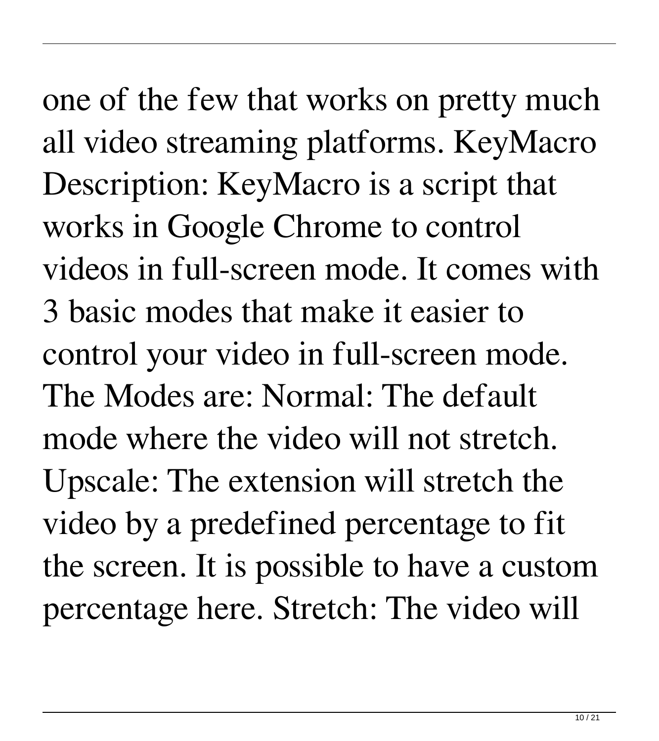one of the few that works on pretty much all video streaming platforms. KeyMacro Description: KeyMacro is a script that works in Google Chrome to control videos in full-screen mode. It comes with 3 basic modes that make it easier to control your video in full-screen mode. The Modes are: Normal: The default mode where the video will not stretch. Upscale: The extension will stretch the video by a predefined percentage to fit the screen. It is possible to have a custom percentage here. Stretch: The video will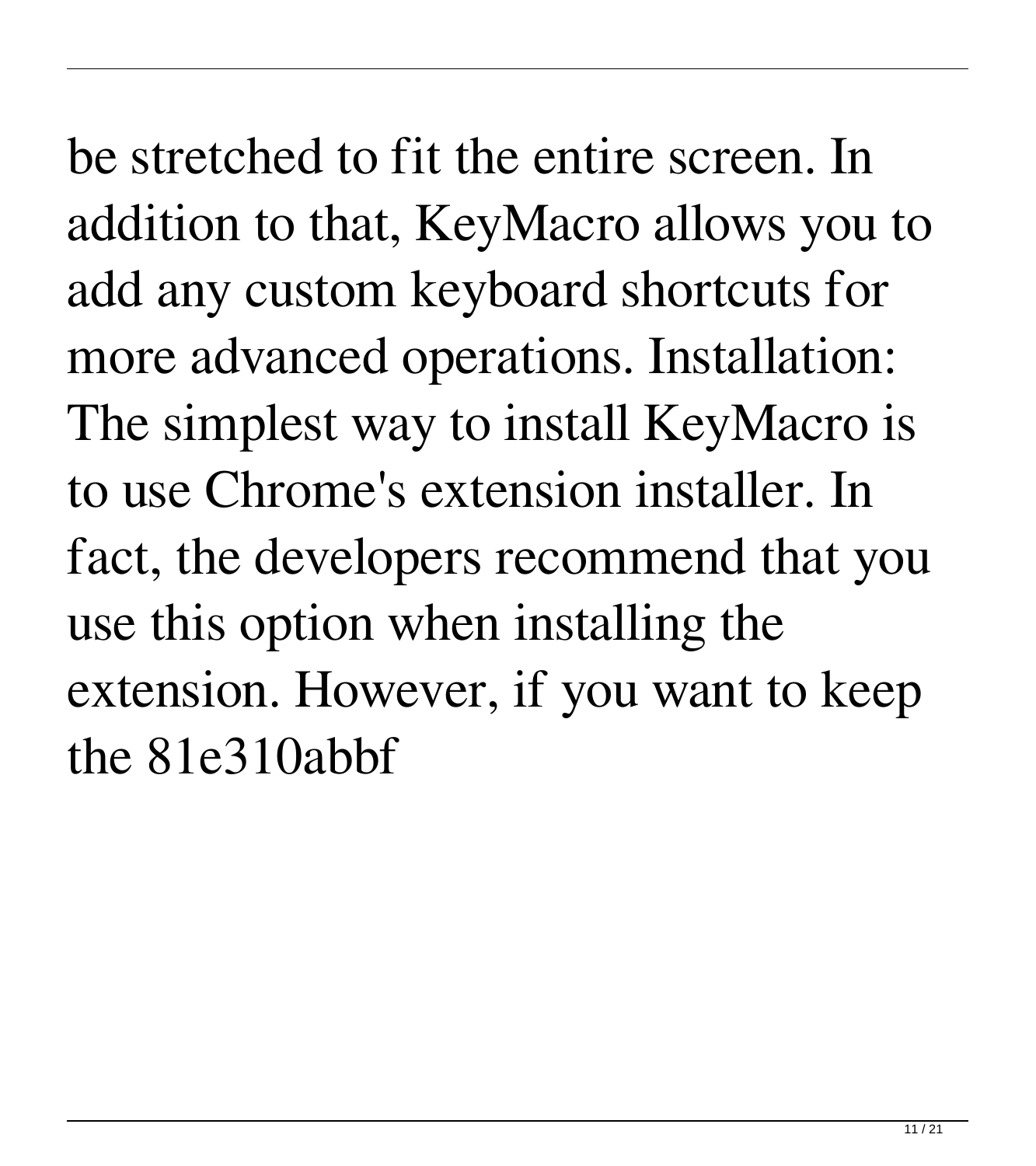be stretched to fit the entire screen. In addition to that, KeyMacro allows you to add any custom keyboard shortcuts for more advanced operations. Installation: The simplest way to install KeyMacro is to use Chrome's extension installer. In fact, the developers recommend that you use this option when installing the extension. However, if you want to keep the 81e310abbf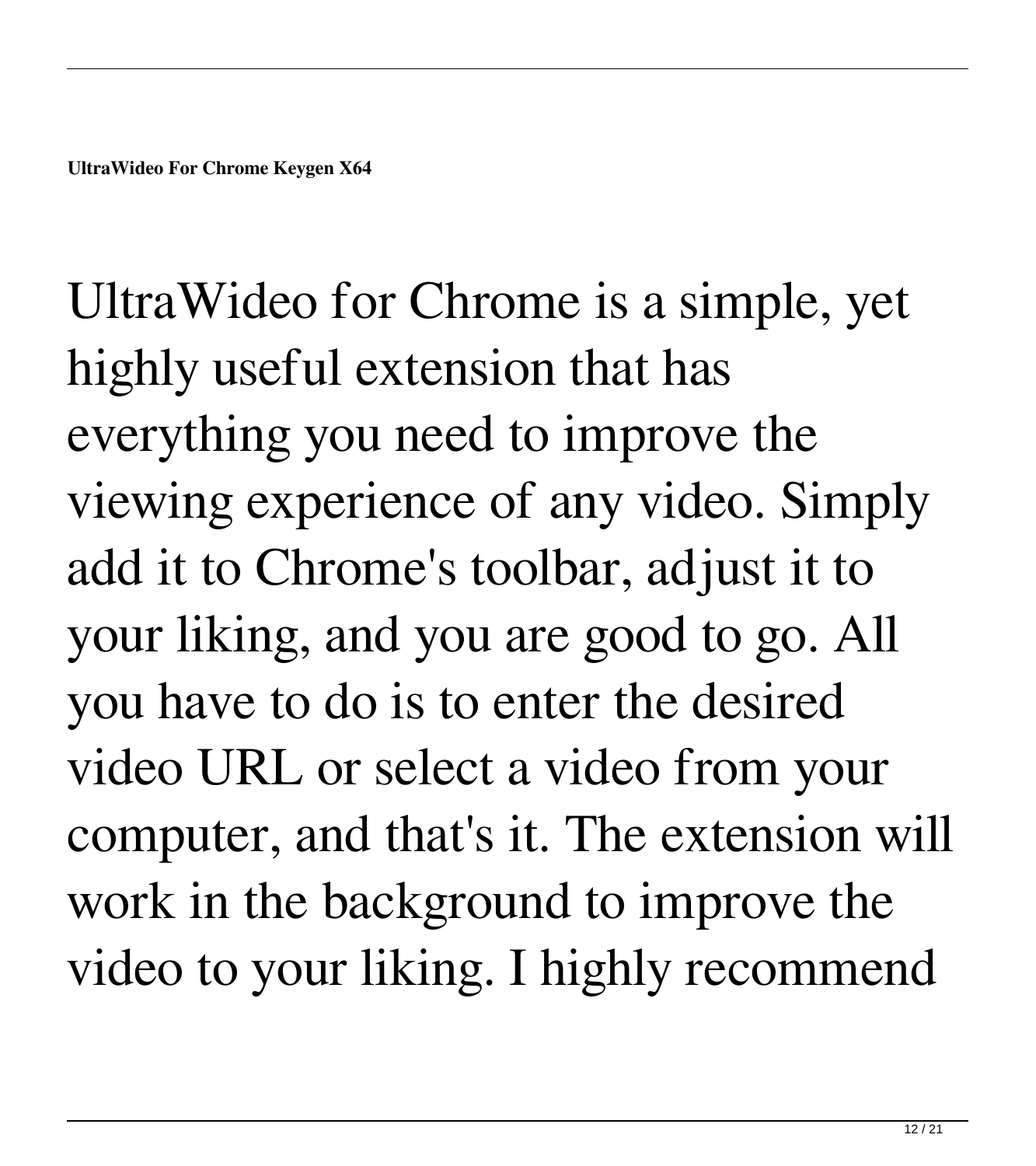UltraWideo for Chrome is a simple, yet highly useful extension that has everything you need to improve the viewing experience of any video. Simply add it to Chrome's toolbar, adjust it to your liking, and you are good to go. All you have to do is to enter the desired video URL or select a video from your computer, and that's it. The extension will work in the background to improve the video to your liking. I highly recommend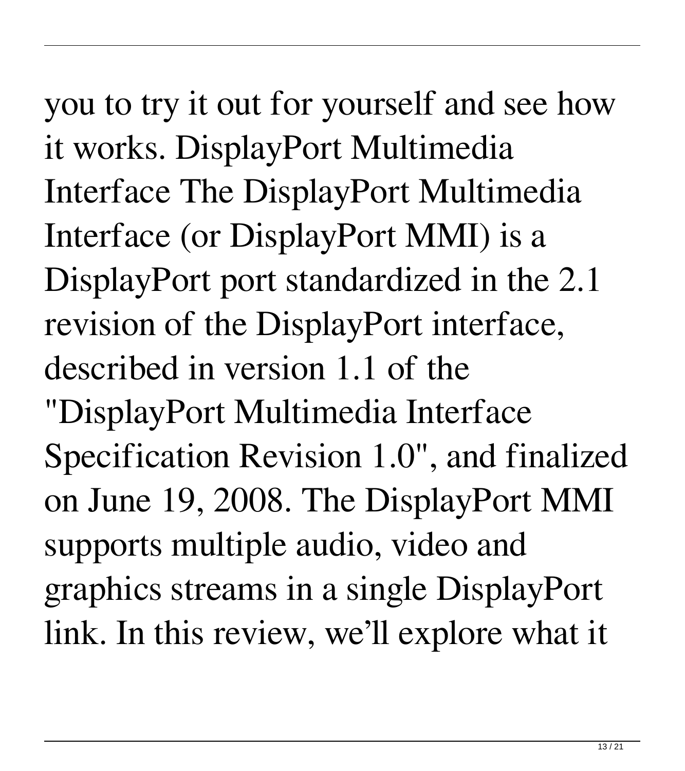you to try it out for yourself and see how it works. DisplayPort Multimedia Interface The DisplayPort Multimedia Interface (or DisplayPort MMI) is a DisplayPort port standardized in the 2.1 revision of the DisplayPort interface, described in version 1.1 of the "DisplayPort Multimedia Interface Specification Revision 1.0", and finalized on June 19, 2008. The DisplayPort MMI supports multiple audio, video and graphics streams in a single DisplayPort link. In this review, we'll explore what it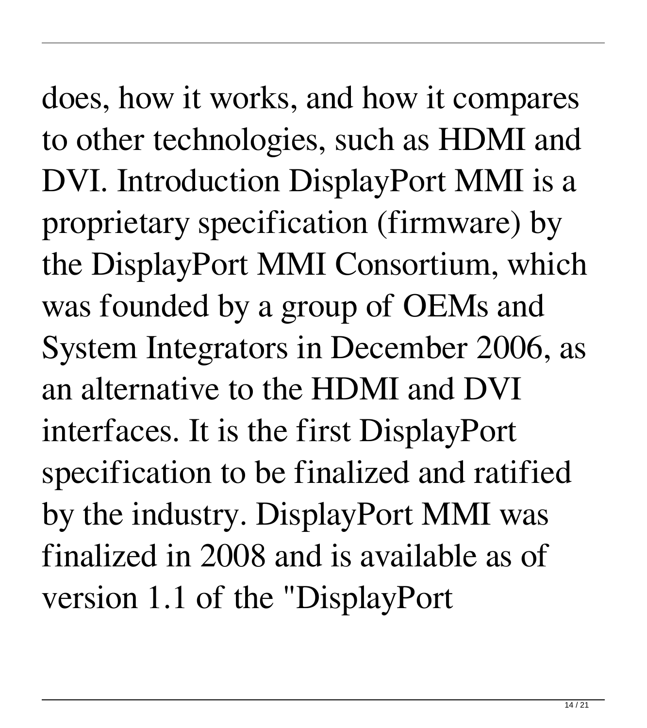does, how it works, and how it compares to other technologies, such as HDMI and DVI. Introduction DisplayPort MMI is a proprietary specification (firmware) by the DisplayPort MMI Consortium, which was founded by a group of OEMs and System Integrators in December 2006, as an alternative to the HDMI and DVI interfaces. It is the first DisplayPort specification to be finalized and ratified by the industry. DisplayPort MMI was finalized in 2008 and is available as of version 1.1 of the "DisplayPort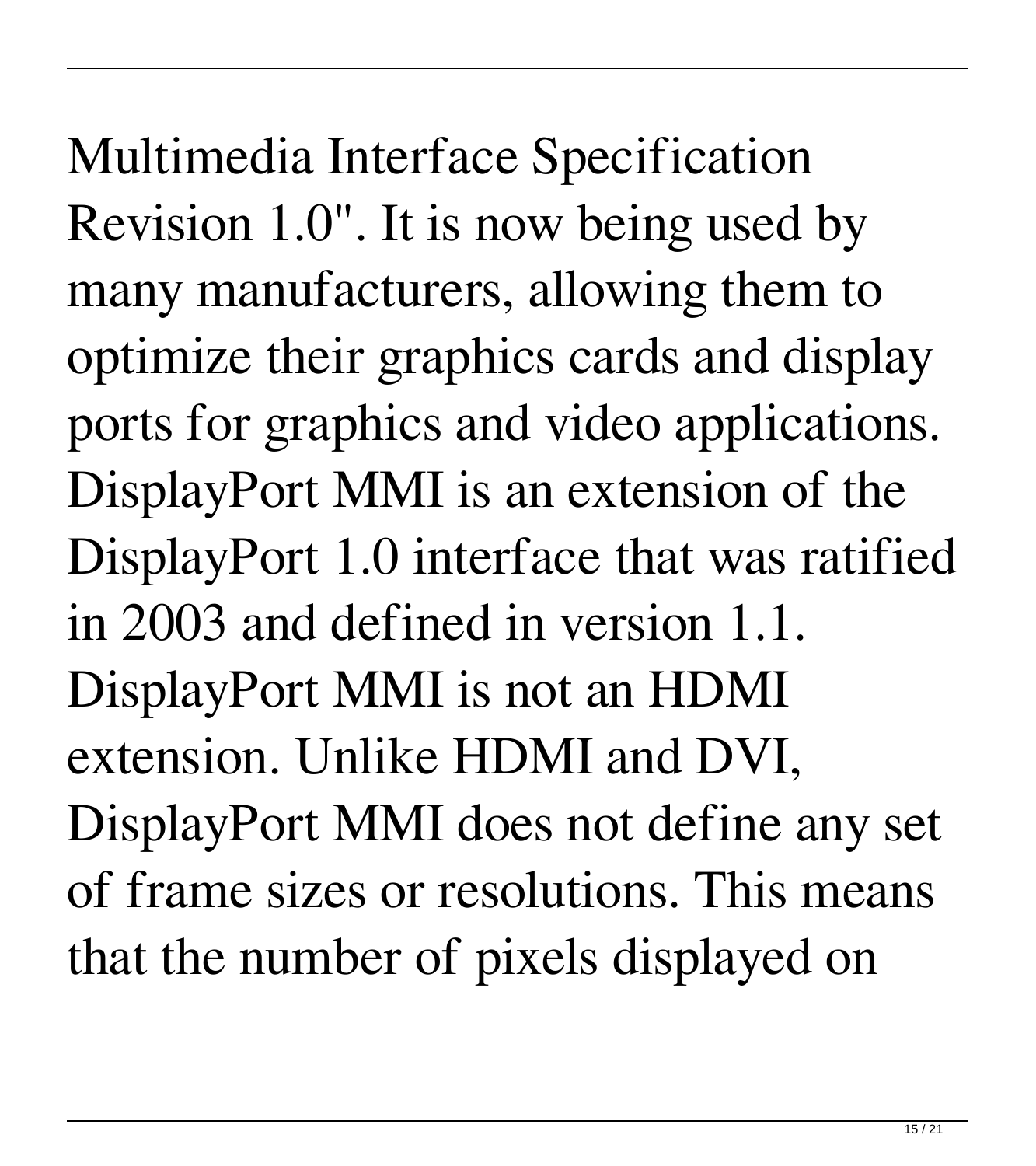Multimedia Interface Specification Revision 1.0". It is now being used by many manufacturers, allowing them to optimize their graphics cards and display ports for graphics and video applications. DisplayPort MMI is an extension of the DisplayPort 1.0 interface that was ratified in 2003 and defined in version 1.1. DisplayPort MMI is not an HDMI extension. Unlike HDMI and DVI, DisplayPort MMI does not define any set of frame sizes or resolutions. This means that the number of pixels displayed on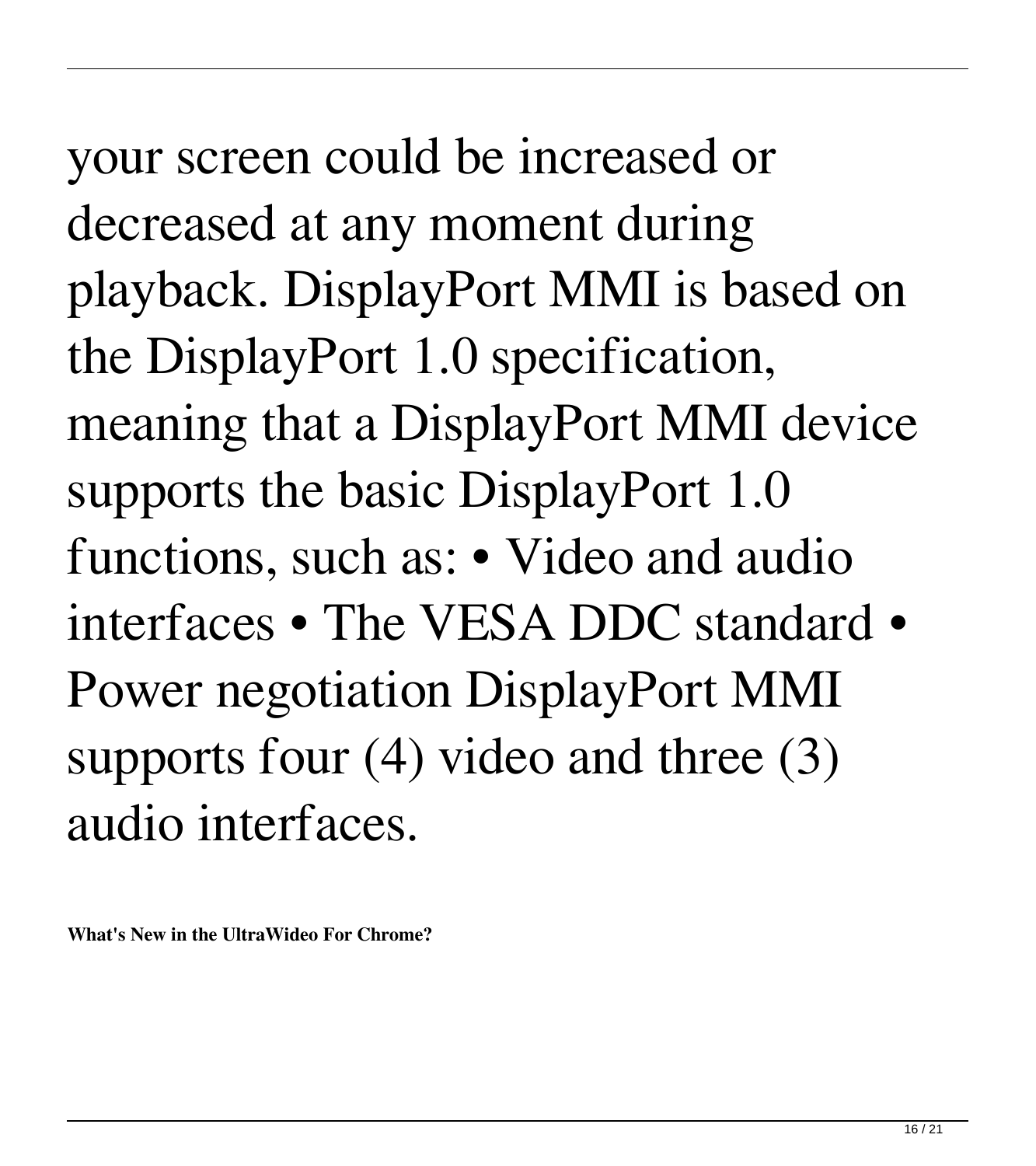your screen could be increased or decreased at any moment during playback. DisplayPort MMI is based on the DisplayPort 1.0 specification, meaning that a DisplayPort MMI device supports the basic DisplayPort 1.0 functions, such as: • Video and audio interfaces • The VESA DDC standard • Power negotiation DisplayPort MMI supports four (4) video and three (3) audio interfaces.

**What's New in the UltraWideo For Chrome?**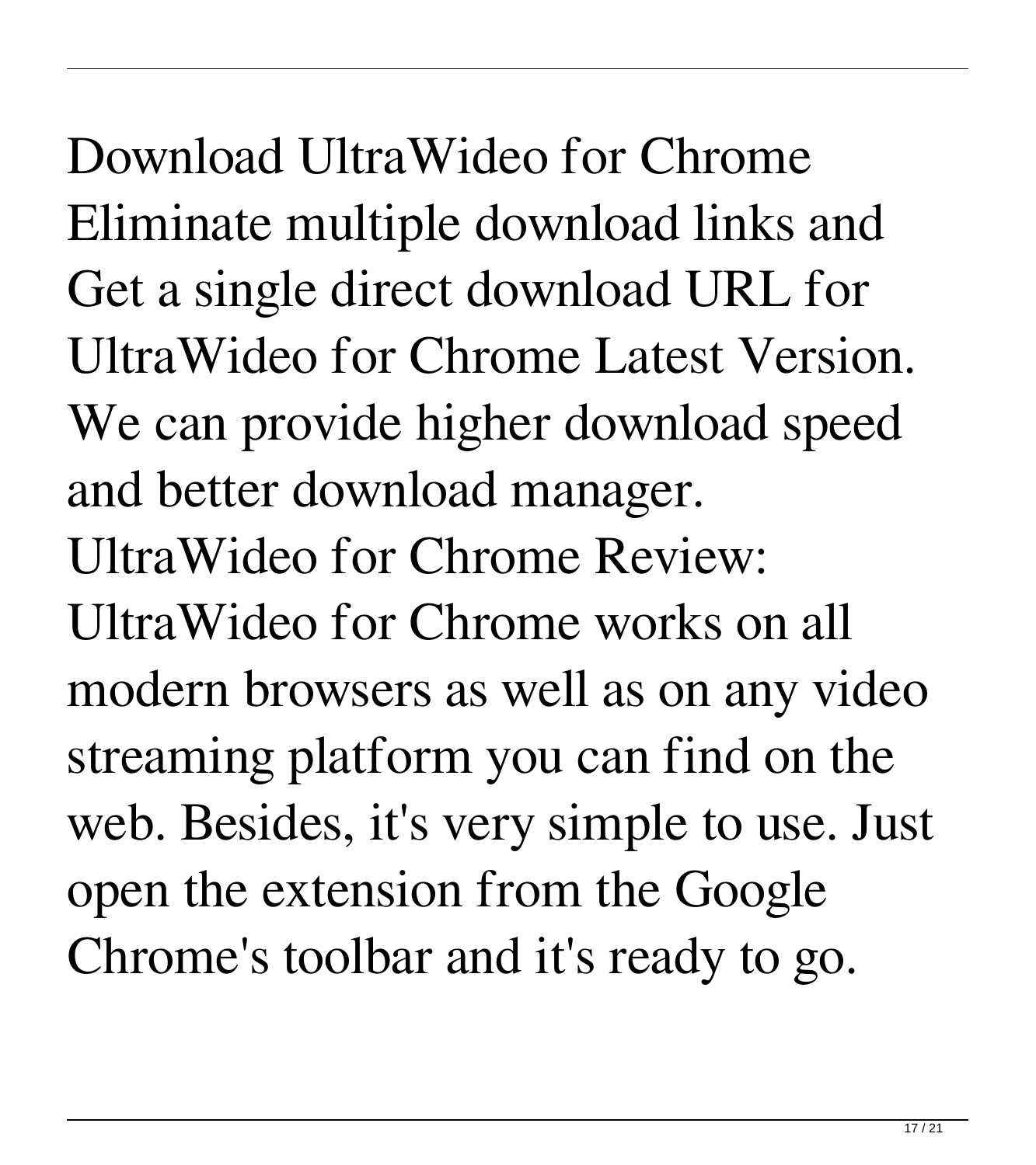Download UltraWideo for Chrome Eliminate multiple download links and Get a single direct download URL for UltraWideo for Chrome Latest Version. We can provide higher download speed and better download manager. UltraWideo for Chrome Review: UltraWideo for Chrome works on all modern browsers as well as on any video streaming platform you can find on the web. Besides, it's very simple to use. Just open the extension from the Google Chrome's toolbar and it's ready to go.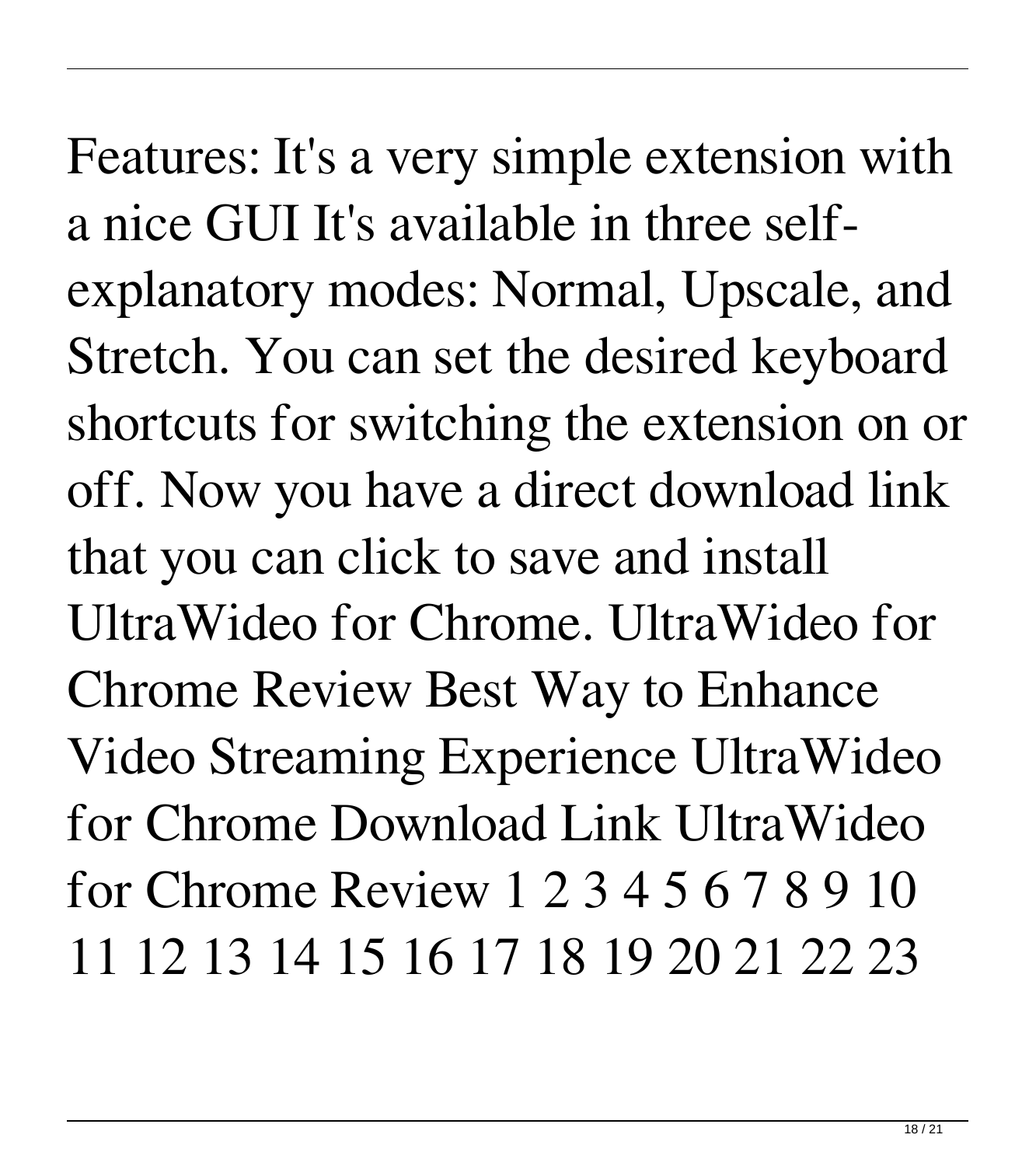Features: It's a very simple extension with a nice GUI It's available in three self-explanatory modes: Normal, Upscale, and Stretch. You can set the desired keyboard shortcuts for switching the extension on or off. Now you have a direct download link that you can click to save and install UltraWideo for Chrome. UltraWideo for Chrome Review Best Way to Enhance Video Streaming Experience UltraWideo for Chrome Download Link UltraWideo for Chrome Review 1 2 3 4 5 6 7 8 9 10 11 12 13 14 15 16 17 18 19 20 21 22 23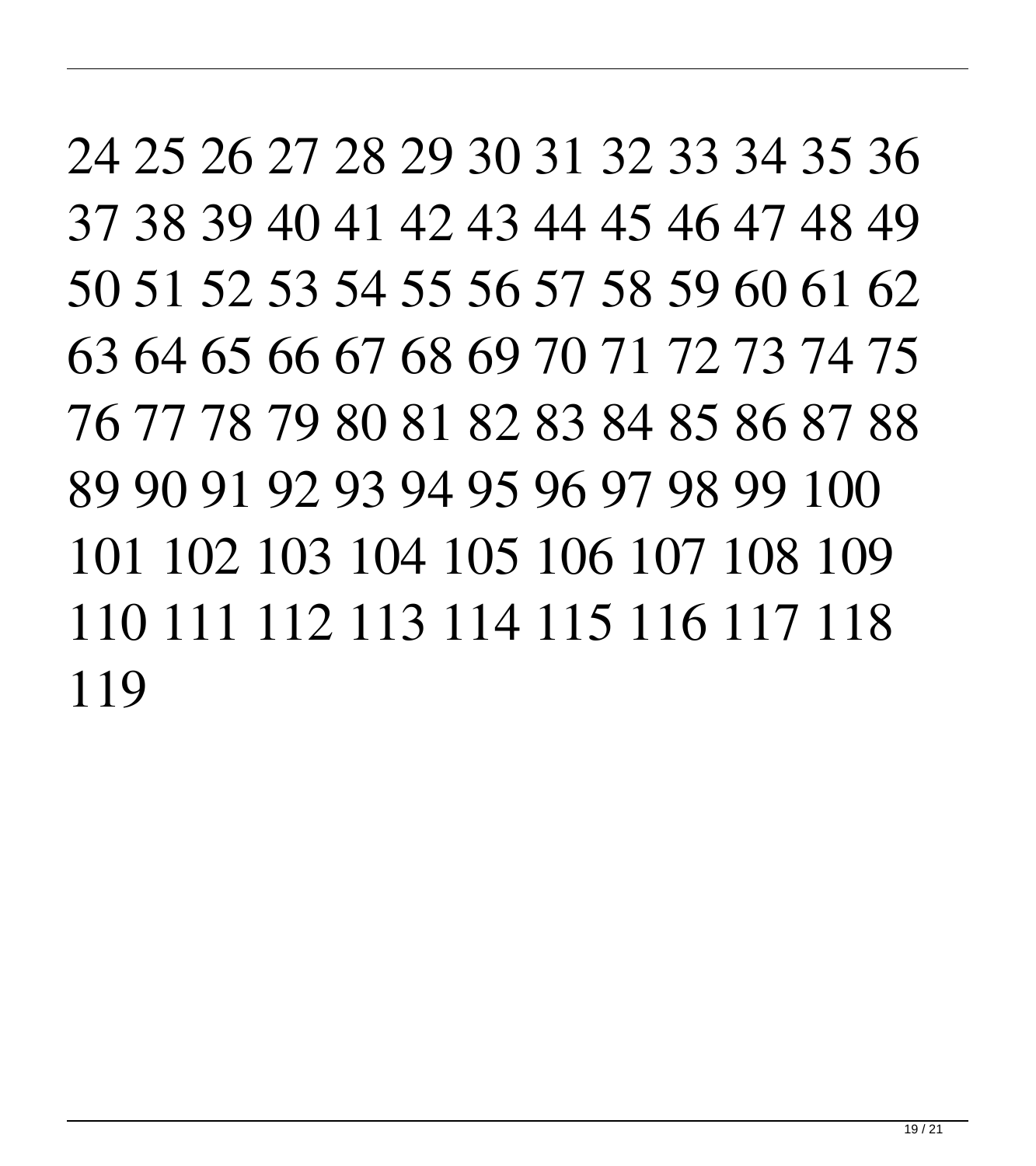24 25 26 27 28 29 30 31 32 33 34 35 36 37 38 39 40 41 42 43 44 45 46 47 48 49 50 51 52 53 54 55 56 57 58 59 60 61 62 63 64 65 66 67 68 69 70 71 72 73 74 75 76 77 78 79 80 81 82 83 84 85 86 87 88 89 90 91 92 93 94 95 96 97 98 99 100 101 102 103 104 105 106 107 108 109 110 111 112 113 114 115 116 117 118 119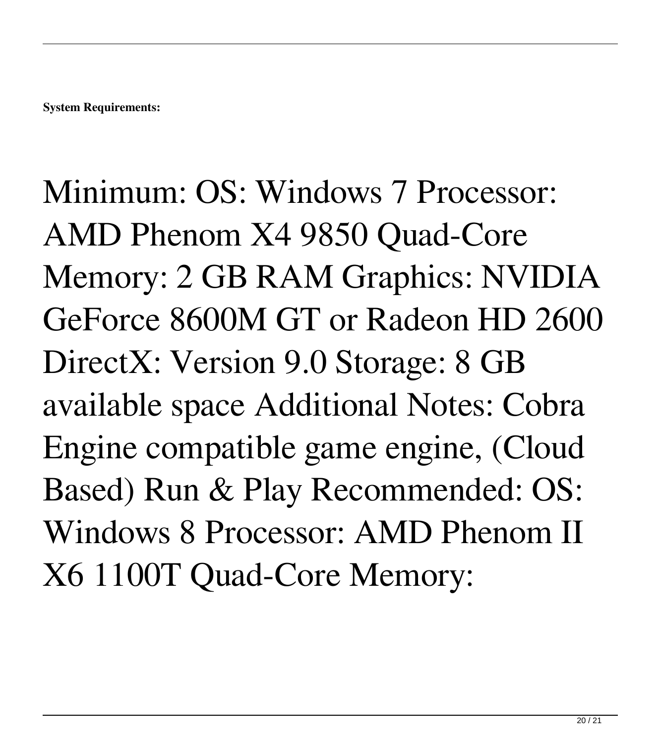**System Requirements:**

Minimum: OS: Windows 7 Processor: AMD Phenom X4 9850 Quad-Core Memory: 2 GB RAM Graphics: NVIDIA GeForce 8600M GT or Radeon HD 2600 DirectX: Version 9.0 Storage: 8 GB available space Additional Notes: Cobra Engine compatible game engine, (Cloud Based) Run & Play Recommended: OS: Windows 8 Processor: AMD Phenom II X6 1100T Quad-Core Memory: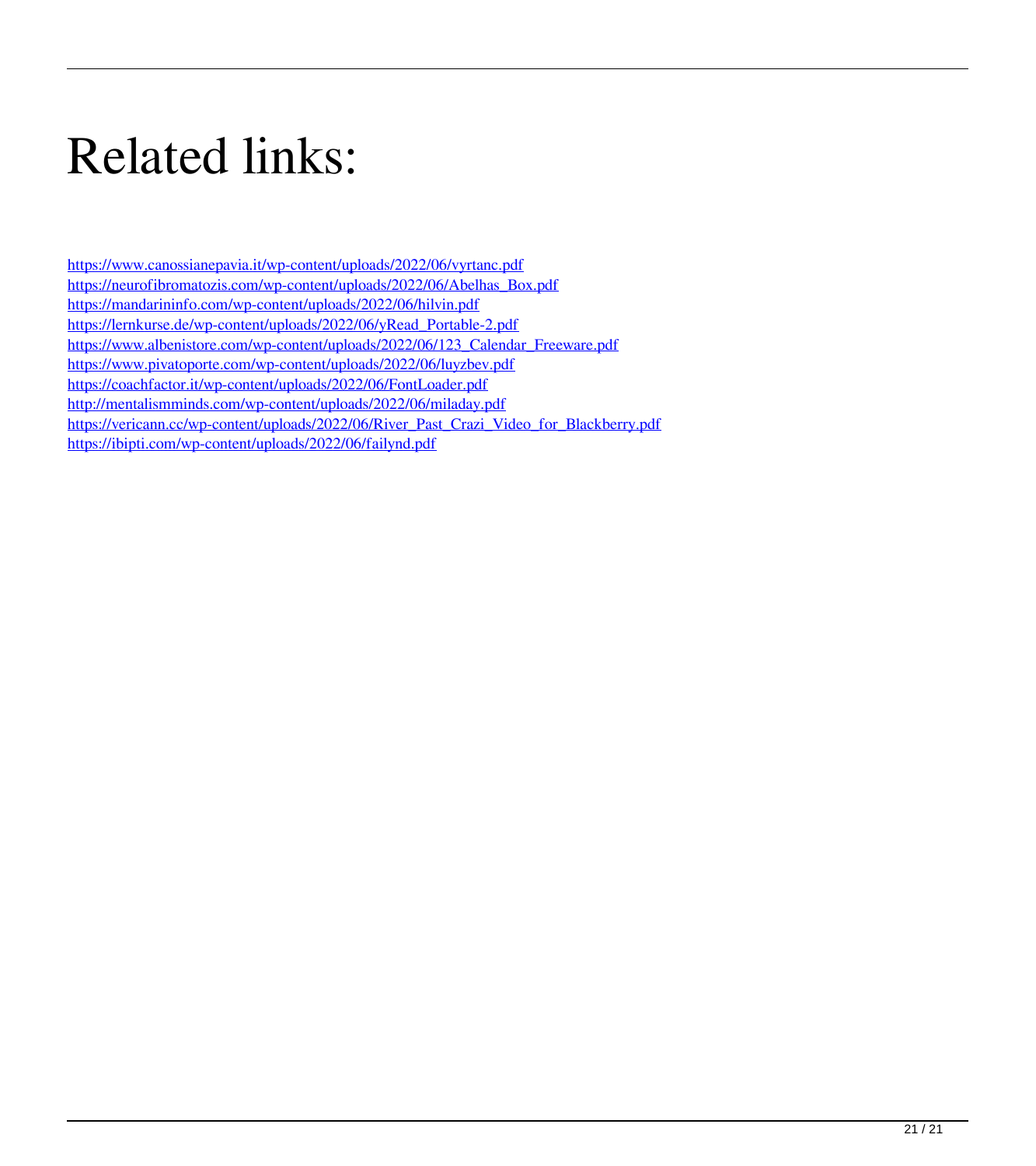# Related links:

https://www.canossianepavia.it/wp-content/uploads/2022/06/vyrtanc.pdf
https://neurofibromatozis.com/wp-content/uploads/2022/06/Abelhas_Box.pdf
https://mandarininfo.com/wp-content/uploads/2022/06/hilvin.pdf
https://lernkurse.de/wp-content/uploads/2022/06/yRead_Portable-2.pdf
https://www.albenistore.com/wp-content/uploads/2022/06/123_Calendar_Freeware.pdf
https://www.pivatoporte.com/wp-content/uploads/2022/06/luyzbev.pdf
https://coachfactor.it/wp-content/uploads/2022/06/FontLoader.pdf
http://mentalismminds.com/wp-content/uploads/2022/06/miladay.pdf
https://vericann.cc/wp-content/uploads/2022/06/River_Past_Crazi_Video_for_Blackberry.pdf
https://ibipti.com/wp-content/uploads/2022/06/failynd.pdf